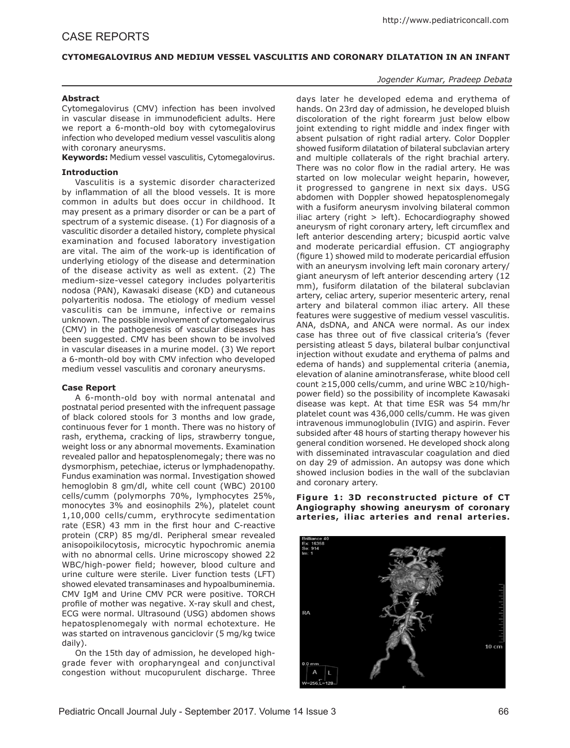# CASE REPORTS

## CYTOMEGALOVIRUS AND MEDIUM VESSEL VASCULITIS AND CORONARY DILATATION IN AN INFANT

*Jogender Kumar, Pradeep Debata*

### Abstract

Cytomegalovirus (CMV) infection has been involved in vascular disease in immunodeficient adults. Here we report a 6-month-old boy with cytomegalovirus infection who developed medium vessel vasculitis along with coronary aneurysms.

**Keywords:** Medium vessel vasculitis, Cytomegalovirus.

### Introduction

Vasculitis is a systemic disorder characterized by inflammation of all the blood vessels. It is more common in adults but does occur in childhood. It may present as a primary disorder or can be a part of spectrum of a systemic disease. (1) For diagnosis of a vasculitic disorder a detailed history, complete physical examination and focused laboratory investigation are vital. The aim of the work-up is identification of underlying etiology of the disease and determination of the disease activity as well as extent. (2) The medium-size-vessel category includes polyarteritis nodosa (PAN), Kawasaki disease (KD) and cutaneous polyarteritis nodosa. The etiology of medium vessel vasculitis can be immune, infective or remains unknown. The possible involvement of cytomegalovirus (CMV) in the pathogenesis of vascular diseases has been suggested. CMV has been shown to be involved in vascular diseases in a murine model. (3) We report a 6-month-old boy with CMV infection who developed medium vessel vasculitis and coronary aneurysms.

### Case Report

A 6-month-old boy with normal antenatal and postnatal period presented with the infrequent passage of black colored stools for 3 months and low grade, continuous fever for 1 month. There was no history of rash, erythema, cracking of lips, strawberry tongue, weight loss or any abnormal movements. Examination revealed pallor and hepatosplenomegaly; there was no dysmorphism, petechiae, icterus or lymphadenopathy. Fundus examination was normal. Investigation showed hemoglobin 8 gm/dl, white cell count (WBC) 20100 cells/cumm (polymorphs 70%, lymphocytes 25%, monocytes 3% and eosinophils 2%), platelet count 1,10,000 cells/cumm, erythrocyte sedimentation rate (ESR) 43 mm in the first hour and C-reactive protein (CRP) 85 mg/dl. Peripheral smear revealed anisopoikilocytosis, microcytic hypochromic anemia with no abnormal cells. Urine microscopy showed 22 WBC/high-power field; however, blood culture and urine culture were sterile. Liver function tests (LFT) showed elevated transaminases and hypoalbuminemia. CMV IgM and Urine CMV PCR were positive. TORCH profile of mother was negative. X-ray skull and chest, ECG were normal. Ultrasound (USG) abdomen shows hepatosplenomegaly with normal echotexture. He was started on intravenous ganciclovir (5 mg/kg twice daily).

On the 15th day of admission, he developed high-grade fever with oropharyngeal and conjunctival congestion without mucopurulent discharge. Three days later he developed edema and erythema of hands. On 23rd day of admission, he developed bluish discoloration of the right forearm just below elbow joint extending to right middle and index finger with absent pulsation of right radial artery. Color Doppler showed fusiform dilatation of bilateral subclavian artery and multiple collaterals of the right brachial artery. There was no color flow in the radial artery. He was started on low molecular weight heparin, however, it progressed to gangrene in next six days. USG abdomen with Doppler showed hepatosplenomegaly with a fusiform aneurysm involving bilateral common iliac artery (right > left). Echocardiography showed aneurysm of right coronary artery, left circumflex and left anterior descending artery; bicuspid aortic valve and moderate pericardial effusion. CT angiography (figure 1) showed mild to moderate pericardial effusion with an aneurysm involving left main coronary artery/ giant aneurysm of left anterior descending artery (12 mm), fusiform dilatation of the bilateral subclavian artery, celiac artery, superior mesenteric artery, renal artery and bilateral common iliac artery. All these features were suggestive of medium vessel vasculitis. ANA, dsDNA, and ANCA were normal. As our index case has three out of five classical criteria's (fever persisting atleast 5 days, bilateral bulbar conjunctival injection without exudate and erythema of palms and edema of hands) and supplemental criteria (anemia, elevation of alanine aminotransferase, white blood cell count ≥15,000 cells/cumm, and urine WBC ≥10/high-power field) so the possibility of incomplete Kawasaki disease was kept. At that time ESR was 54 mm/hr platelet count was 436,000 cells/cumm. He was given intravenous immunoglobulin (IVIG) and aspirin. Fever subsided after 48 hours of starting therapy however his general condition worsened. He developed shock along with disseminated intravascular coagulation and died on day 29 of admission. An autopsy was done which showed inclusion bodies in the wall of the subclavian and coronary artery.

**Figure 1: 3D reconstructed picture of CT Angiography showing aneurysm of coronary arteries, iliac arteries and renal arteries.**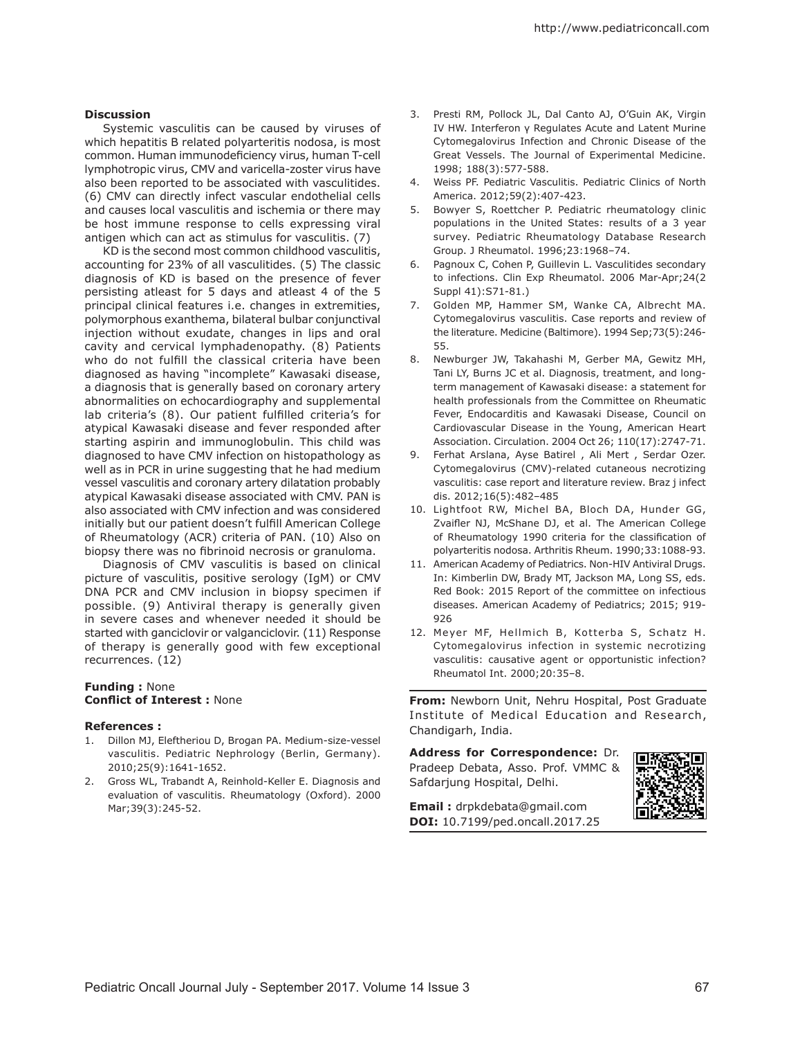## Discussion

Systemic vasculitis can be caused by viruses of which hepatitis B related polyarteritis nodosa, is most common. Human immunodeficiency virus, human T-cell lymphotropic virus, CMV and varicella-zoster virus have also been reported to be associated with vasculitides. (6) CMV can directly infect vascular endothelial cells and causes local vasculitis and ischemia or there may be host immune response to cells expressing viral antigen which can act as stimulus for vasculitis. (7)

KD is the second most common childhood vasculitis, accounting for 23% of all vasculitides. (5) The classic diagnosis of KD is based on the presence of fever persisting atleast for 5 days and atleast 4 of the 5 principal clinical features i.e. changes in extremities, polymorphous exanthema, bilateral bulbar conjunctival injection without exudate, changes in lips and oral cavity and cervical lymphadenopathy. (8) Patients who do not fulfill the classical criteria have been diagnosed as having "incomplete" Kawasaki disease, a diagnosis that is generally based on coronary artery abnormalities on echocardiography and supplemental lab criteria's (8). Our patient fulfilled criteria's for atypical Kawasaki disease and fever responded after starting aspirin and immunoglobulin. This child was diagnosed to have CMV infection on histopathology as well as in PCR in urine suggesting that he had medium vessel vasculitis and coronary artery dilatation probably atypical Kawasaki disease associated with CMV. PAN is also associated with CMV infection and was considered initially but our patient doesn't fulfill American College of Rheumatology (ACR) criteria of PAN. (10) Also on biopsy there was no fibrinoid necrosis or granuloma.

Diagnosis of CMV vasculitis is based on clinical picture of vasculitis, positive serology (IgM) or CMV DNA PCR and CMV inclusion in biopsy specimen if possible. (9) Antiviral therapy is generally given in severe cases and whenever needed it should be started with ganciclovir or valganciclovir. (11) Response of therapy is generally good with few exceptional recurrences. (12)

**Funding :** None
**Conflict of Interest :** None

## References :

1. Dillon MJ, Eleftheriou D, Brogan PA. Medium-size-vessel vasculitis. Pediatric Nephrology (Berlin, Germany). 2010;25(9):1641-1652.
2. Gross WL, Trabandt A, Reinhold-Keller E. Diagnosis and evaluation of vasculitis. Rheumatology (Oxford). 2000 Mar;39(3):245-52.
3. Presti RM, Pollock JL, Dal Canto AJ, O'Guin AK, Virgin IV HW. Interferon γ Regulates Acute and Latent Murine Cytomegalovirus Infection and Chronic Disease of the Great Vessels. The Journal of Experimental Medicine. 1998; 188(3):577-588.
4. Weiss PF. Pediatric Vasculitis. Pediatric Clinics of North America. 2012;59(2):407-423.
5. Bowyer S, Roettcher P. Pediatric rheumatology clinic populations in the United States: results of a 3 year survey. Pediatric Rheumatology Database Research Group. J Rheumatol. 1996;23:1968–74.
6. Pagnoux C, Cohen P, Guillevin L. Vasculitides secondary to infections. Clin Exp Rheumatol. 2006 Mar-Apr;24(2 Suppl 41):S71-81.)
7. Golden MP, Hammer SM, Wanke CA, Albrecht MA. Cytomegalovirus vasculitis. Case reports and review of the literature. Medicine (Baltimore). 1994 Sep;73(5):246-55.
8. Newburger JW, Takahashi M, Gerber MA, Gewitz MH, Tani LY, Burns JC et al. Diagnosis, treatment, and long-term management of Kawasaki disease: a statement for health professionals from the Committee on Rheumatic Fever, Endocarditis and Kawasaki Disease, Council on Cardiovascular Disease in the Young, American Heart Association. Circulation. 2004 Oct 26; 110(17):2747-71.
9. Ferhat Arslana, Ayse Batirel , Ali Mert , Serdar Ozer. Cytomegalovirus (CMV)-related cutaneous necrotizing vasculitis: case report and literature review. Braz j infect dis. 2012;16(5):482–485
10. Lightfoot RW, Michel BA, Bloch DA, Hunder GG, Zvaifler NJ, McShane DJ, et al. The American College of Rheumatology 1990 criteria for the classification of polyarteritis nodosa. Arthritis Rheum. 1990;33:1088-93.
11. American Academy of Pediatrics. Non-HIV Antiviral Drugs. In: Kimberlin DW, Brady MT, Jackson MA, Long SS, eds. Red Book: 2015 Report of the committee on infectious diseases. American Academy of Pediatrics; 2015; 919-926
12. Meyer MF, Hellmich B, Kotterba S, Schatz H. Cytomegalovirus infection in systemic necrotizing vasculitis: causative agent or opportunistic infection? Rheumatol Int. 2000;20:35–8.

**From:** Newborn Unit, Nehru Hospital, Post Graduate Institute of Medical Education and Research, Chandigarh, India.

**Address for Correspondence:** Dr. Pradeep Debata, Asso. Prof. VMMC & Safdarjung Hospital, Delhi.

**Email :** drpkdebata@gmail.com
**DOI:** 10.7199/ped.oncall.2017.25